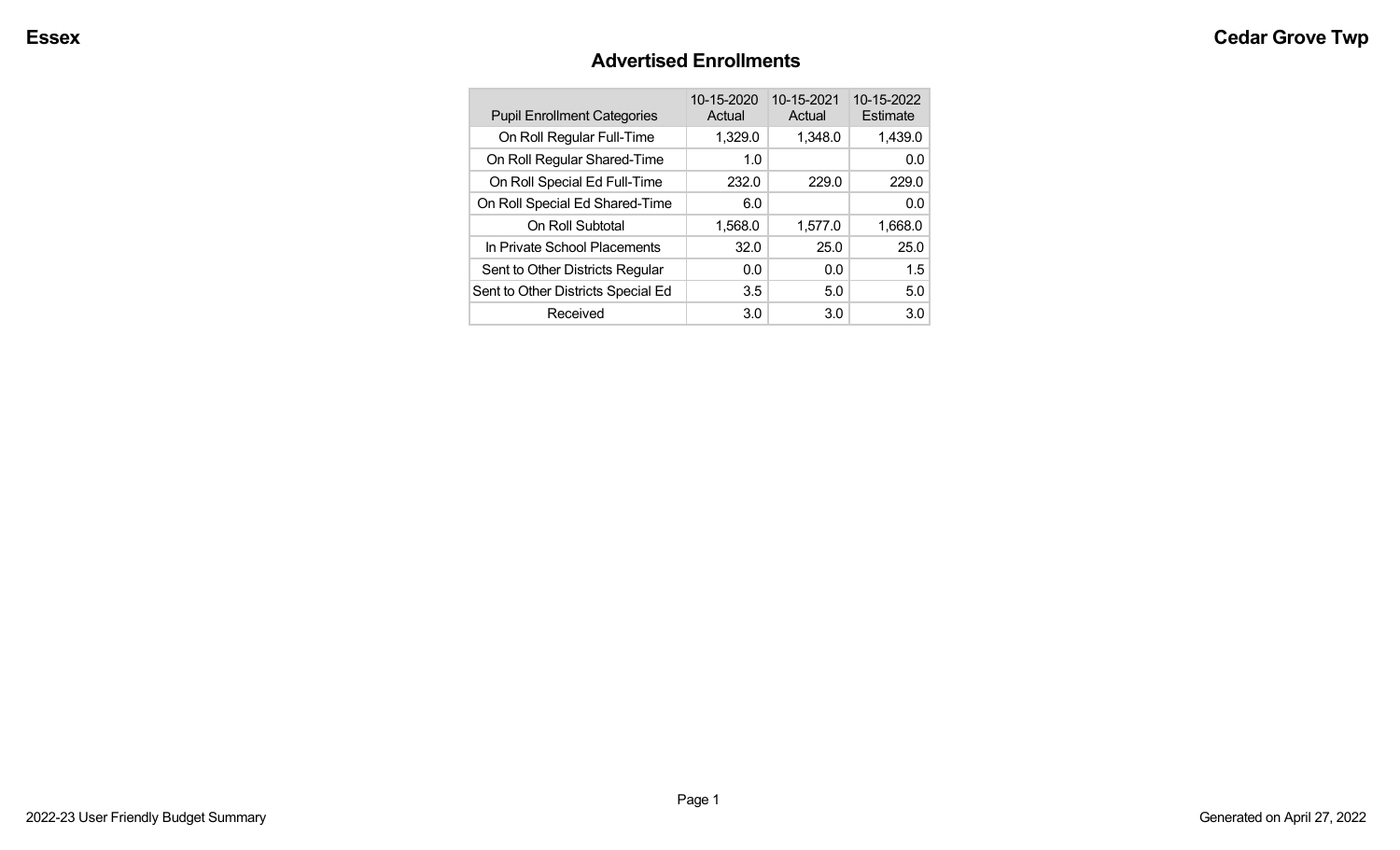## Advertised Enrollments

| Pupil Enrollment Categories | 10-15-2020 Actual | 10-15-2021 Actual | 10-15-2022 Estimate |
|---|---|---|---|
| On Roll Regular Full-Time | 1,329.0 | 1,348.0 | 1,439.0 |
| On Roll Regular Shared-Time | 1.0 | | 0.0 |
| On Roll Special Ed Full-Time | 232.0 | 229.0 | 229.0 |
| On Roll Special Ed Shared-Time | 6.0 | | 0.0 |
| On Roll Subtotal | 1,568.0 | 1,577.0 | 1,668.0 |
| In Private School Placements | 32.0 | 25.0 | 25.0 |
| Sent to Other Districts Regular | 0.0 | 0.0 | 1.5 |
| Sent to Other Districts Special Ed | 3.5 | 5.0 | 5.0 |
| Received | 3.0 | 3.0 | 3.0 |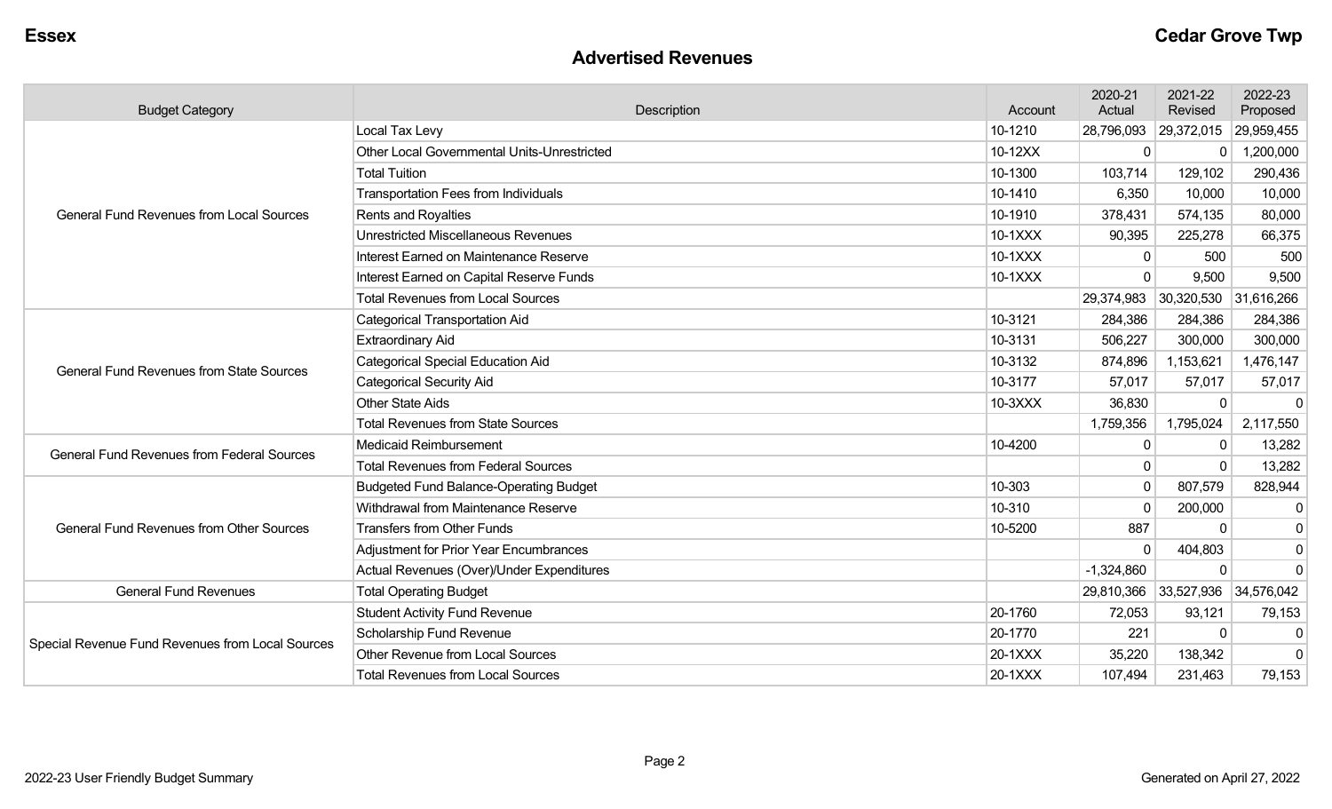## Advertised Revenues

| Budget Category | Description | Account | 2020-21 Actual | 2021-22 Revised | 2022-23 Proposed |
|---|---|---|---|---|---|
| General Fund Revenues from Local Sources | Local Tax Levy | 10-1210 | 28,796,093 | 29,372,015 | 29,959,455 |
| | Other Local Governmental Units-Unrestricted | 10-12XX | 0 | 0 | 1,200,000 |
| | Total Tuition | 10-1300 | 103,714 | 129,102 | 290,436 |
| | Transportation Fees from Individuals | 10-1410 | 6,350 | 10,000 | 10,000 |
| | Rents and Royalties | 10-1910 | 378,431 | 574,135 | 80,000 |
| | Unrestricted Miscellaneous Revenues | 10-1XXX | 90,395 | 225,278 | 66,375 |
| | Interest Earned on Maintenance Reserve | 10-1XXX | 0 | 500 | 500 |
| | Interest Earned on Capital Reserve Funds | 10-1XXX | 0 | 9,500 | 9,500 |
| | Total Revenues from Local Sources | | 29,374,983 | 30,320,530 | 31,616,266 |
| General Fund Revenues from State Sources | Categorical Transportation Aid | 10-3121 | 284,386 | 284,386 | 284,386 |
| | Extraordinary Aid | 10-3131 | 506,227 | 300,000 | 300,000 |
| | Categorical Special Education Aid | 10-3132 | 874,896 | 1,153,621 | 1,476,147 |
| | Categorical Security Aid | 10-3177 | 57,017 | 57,017 | 57,017 |
| | Other State Aids | 10-3XXX | 36,830 | 0 | 0 |
| | Total Revenues from State Sources | | 1,759,356 | 1,795,024 | 2,117,550 |
| General Fund Revenues from Federal Sources | Medicaid Reimbursement | 10-4200 | 0 | 0 | 13,282 |
| | Total Revenues from Federal Sources | | 0 | 0 | 13,282 |
| General Fund Revenues from Other Sources | Budgeted Fund Balance-Operating Budget | 10-303 | 0 | 807,579 | 828,944 |
| | Withdrawal from Maintenance Reserve | 10-310 | 0 | 200,000 | 0 |
| | Transfers from Other Funds | 10-5200 | 887 | 0 | 0 |
| | Adjustment for Prior Year Encumbrances | | 0 | 404,803 | 0 |
| | Actual Revenues (Over)/Under Expenditures | | -1,324,860 | 0 | 0 |
| General Fund Revenues | Total Operating Budget | | 29,810,366 | 33,527,936 | 34,576,042 |
| Special Revenue Fund Revenues from Local Sources | Student Activity Fund Revenue | 20-1760 | 72,053 | 93,121 | 79,153 |
| | Scholarship Fund Revenue | 20-1770 | 221 | 0 | 0 |
| | Other Revenue from Local Sources | 20-1XXX | 35,220 | 138,342 | 0 |
| | Total Revenues from Local Sources | 20-1XXX | 107,494 | 231,463 | 79,153 |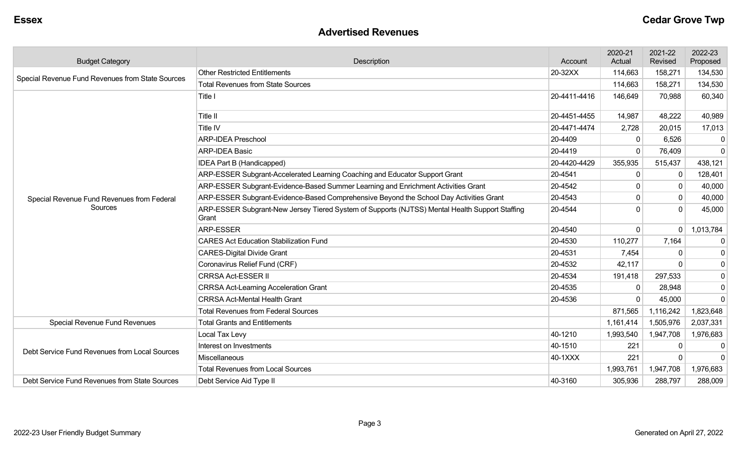## Advertised Revenues

| Budget Category | Description | Account | 2020-21 Actual | 2021-22 Revised | 2022-23 Proposed |
|---|---|---|---|---|---|
| Special Revenue Fund Revenues from State Sources | Other Restricted Entitlements | 20-32XX | 114,663 | 158,271 | 134,530 |
| | Total Revenues from State Sources | | 114,663 | 158,271 | 134,530 |
| Special Revenue Fund Revenues from Federal Sources | Title I | 20-4411-4416 | 146,649 | 70,988 | 60,340 |
| | Title II | 20-4451-4455 | 14,987 | 48,222 | 40,989 |
| | Title IV | 20-4471-4474 | 2,728 | 20,015 | 17,013 |
| | ARP-IDEA Preschool | 20-4409 | 0 | 6,526 | 0 |
| | ARP-IDEA Basic | 20-4419 | 0 | 76,409 | 0 |
| | IDEA Part B (Handicapped) | 20-4420-4429 | 355,935 | 515,437 | 438,121 |
| | ARP-ESSER Subgrant-Accelerated Learning Coaching and Educator Support Grant | 20-4541 | 0 | 0 | 128,401 |
| | ARP-ESSER Subgrant-Evidence-Based Summer Learning and Enrichment Activities Grant | 20-4542 | 0 | 0 | 40,000 |
| | ARP-ESSER Subgrant-Evidence-Based Comprehensive Beyond the School Day Activities Grant | 20-4543 | 0 | 0 | 40,000 |
| | ARP-ESSER Subgrant-New Jersey Tiered System of Supports (NJTSS) Mental Health Support Staffing Grant | 20-4544 | 0 | 0 | 45,000 |
| | ARP-ESSER | 20-4540 | 0 | 0 | 1,013,784 |
| | CARES Act Education Stabilization Fund | 20-4530 | 110,277 | 7,164 | 0 |
| | CARES-Digital Divide Grant | 20-4531 | 7,454 | 0 | 0 |
| | Coronavirus Relief Fund (CRF) | 20-4532 | 42,117 | 0 | 0 |
| | CRRSA Act-ESSER II | 20-4534 | 191,418 | 297,533 | 0 |
| | CRRSA Act-Learning Acceleration Grant | 20-4535 | 0 | 28,948 | 0 |
| | CRRSA Act-Mental Health Grant | 20-4536 | 0 | 45,000 | 0 |
| | Total Revenues from Federal Sources | | 871,565 | 1,116,242 | 1,823,648 |
| Special Revenue Fund Revenues | Total Grants and Entitlements | | 1,161,414 | 1,505,976 | 2,037,331 |
| Debt Service Fund Revenues from Local Sources | Local Tax Levy | 40-1210 | 1,993,540 | 1,947,708 | 1,976,683 |
| | Interest on Investments | 40-1510 | 221 | 0 | 0 |
| | Miscellaneous | 40-1XXX | 221 | 0 | 0 |
| | Total Revenues from Local Sources | | 1,993,761 | 1,947,708 | 1,976,683 |
| Debt Service Fund Revenues from State Sources | Debt Service Aid Type II | 40-3160 | 305,936 | 288,797 | 288,009 |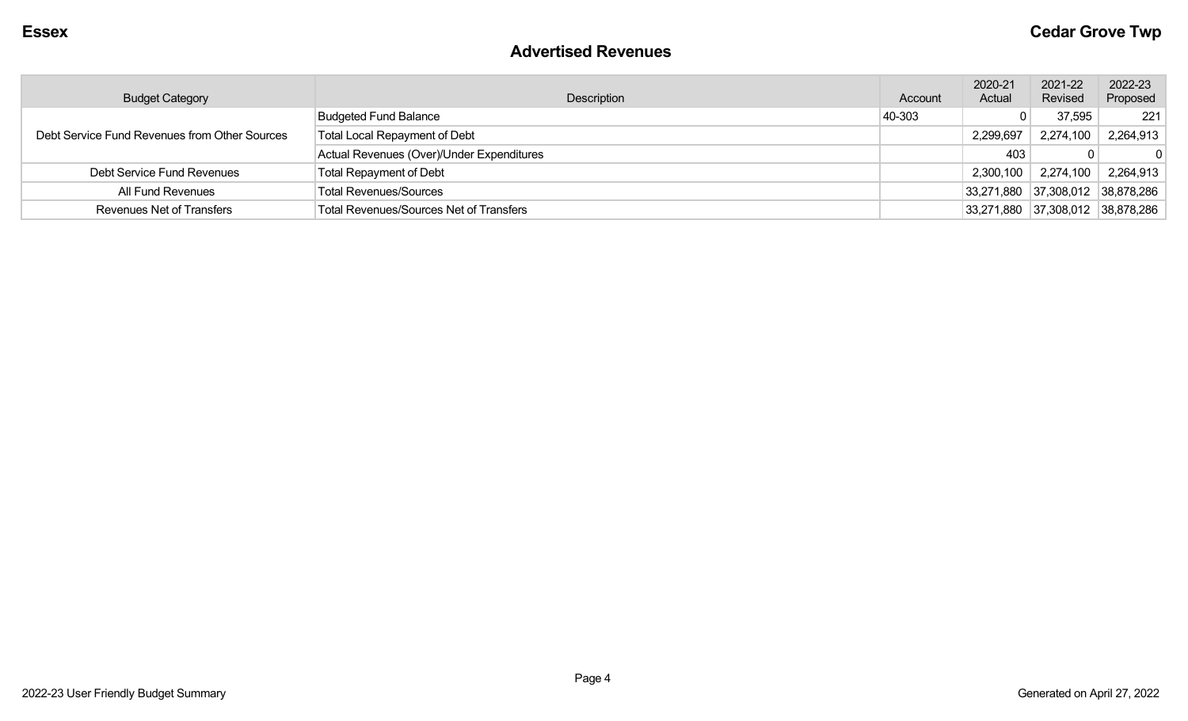**Essex** **Cedar Grove Twp**

## Advertised Revenues

| Budget Category | Description | Account | 2020-21 Actual | 2021-22 Revised | 2022-23 Proposed |
|---|---|---|---|---|---|
| Debt Service Fund Revenues from Other Sources | Budgeted Fund Balance | 40-303 | 0 | 37,595 | 221 |
| | Total Local Repayment of Debt | | 2,299,697 | 2,274,100 | 2,264,913 |
| | Actual Revenues (Over)/Under Expenditures | | 403 | 0 | 0 |
| Debt Service Fund Revenues | Total Repayment of Debt | | 2,300,100 | 2,274,100 | 2,264,913 |
| All Fund Revenues | Total Revenues/Sources | | 33,271,880 | 37,308,012 | 38,878,286 |
| Revenues Net of Transfers | Total Revenues/Sources Net of Transfers | | 33,271,880 | 37,308,012 | 38,878,286 |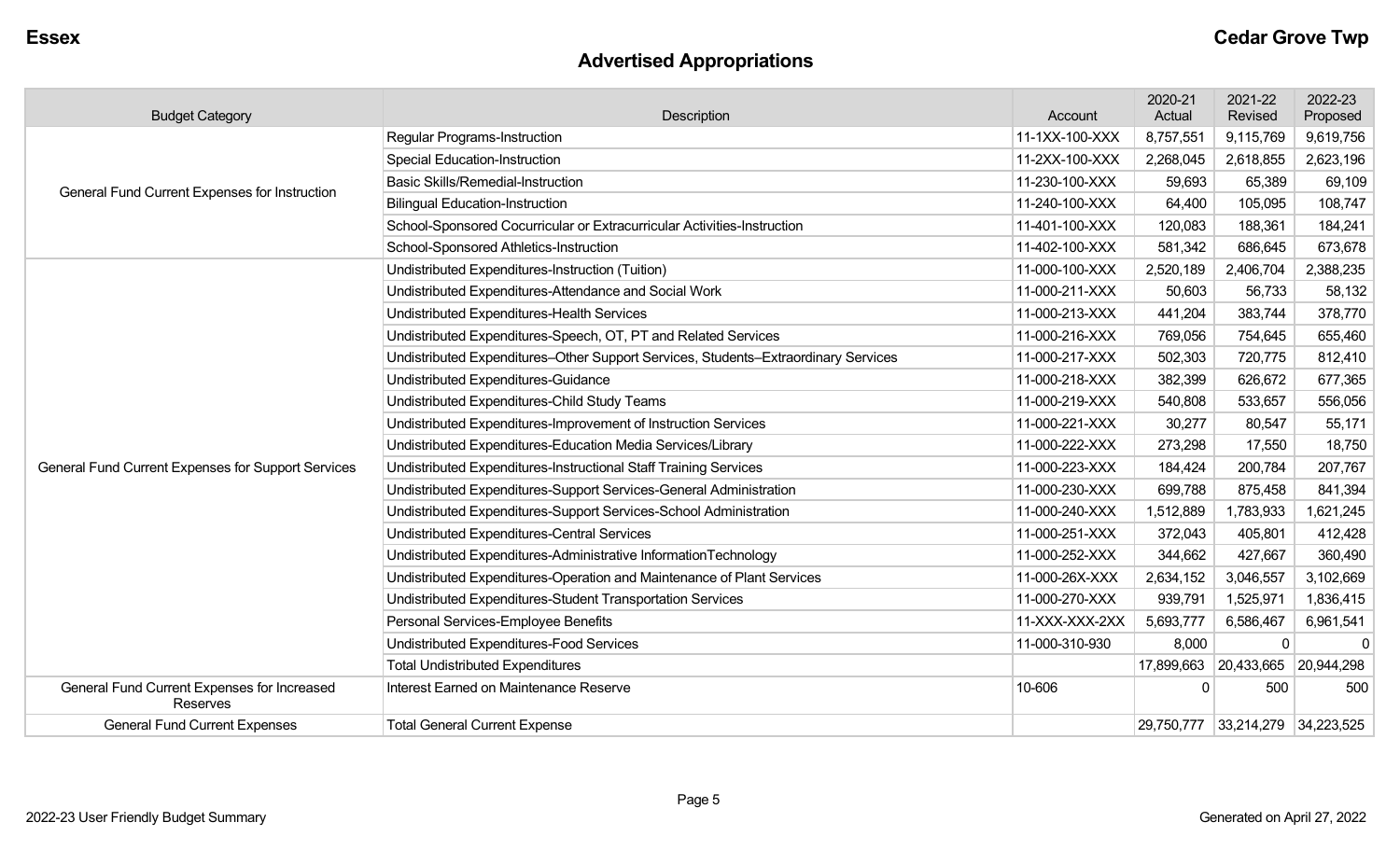## Advertised Appropriations

| Budget Category | Description | Account | 2020-21 Actual | 2021-22 Revised | 2022-23 Proposed |
|---|---|---|---|---|---|
| General Fund Current Expenses for Instruction | Regular Programs-Instruction | 11-1XX-100-XXX | 8,757,551 | 9,115,769 | 9,619,756 |
| | Special Education-Instruction | 11-2XX-100-XXX | 2,268,045 | 2,618,855 | 2,623,196 |
| | Basic Skills/Remedial-Instruction | 11-230-100-XXX | 59,693 | 65,389 | 69,109 |
| | Bilingual Education-Instruction | 11-240-100-XXX | 64,400 | 105,095 | 108,747 |
| | School-Sponsored Cocurricular or Extracurricular Activities-Instruction | 11-401-100-XXX | 120,083 | 188,361 | 184,241 |
| | School-Sponsored Athletics-Instruction | 11-402-100-XXX | 581,342 | 686,645 | 673,678 |
| General Fund Current Expenses for Support Services | Undistributed Expenditures-Instruction (Tuition) | 11-000-100-XXX | 2,520,189 | 2,406,704 | 2,388,235 |
| | Undistributed Expenditures-Attendance and Social Work | 11-000-211-XXX | 50,603 | 56,733 | 58,132 |
| | Undistributed Expenditures-Health Services | 11-000-213-XXX | 441,204 | 383,744 | 378,770 |
| | Undistributed Expenditures-Speech, OT, PT and Related Services | 11-000-216-XXX | 769,056 | 754,645 | 655,460 |
| | Undistributed Expenditures–Other Support Services, Students–Extraordinary Services | 11-000-217-XXX | 502,303 | 720,775 | 812,410 |
| | Undistributed Expenditures-Guidance | 11-000-218-XXX | 382,399 | 626,672 | 677,365 |
| | Undistributed Expenditures-Child Study Teams | 11-000-219-XXX | 540,808 | 533,657 | 556,056 |
| | Undistributed Expenditures-Improvement of Instruction Services | 11-000-221-XXX | 30,277 | 80,547 | 55,171 |
| | Undistributed Expenditures-Education Media Services/Library | 11-000-222-XXX | 273,298 | 17,550 | 18,750 |
| | Undistributed Expenditures-Instructional Staff Training Services | 11-000-223-XXX | 184,424 | 200,784 | 207,767 |
| | Undistributed Expenditures-Support Services-General Administration | 11-000-230-XXX | 699,788 | 875,458 | 841,394 |
| | Undistributed Expenditures-Support Services-School Administration | 11-000-240-XXX | 1,512,889 | 1,783,933 | 1,621,245 |
| | Undistributed Expenditures-Central Services | 11-000-251-XXX | 372,043 | 405,801 | 412,428 |
| | Undistributed Expenditures-Administrative InformationTechnology | 11-000-252-XXX | 344,662 | 427,667 | 360,490 |
| | Undistributed Expenditures-Operation and Maintenance of Plant Services | 11-000-26X-XXX | 2,634,152 | 3,046,557 | 3,102,669 |
| | Undistributed Expenditures-Student Transportation Services | 11-000-270-XXX | 939,791 | 1,525,971 | 1,836,415 |
| | Personal Services-Employee Benefits | 11-XXX-XXX-2XX | 5,693,777 | 6,586,467 | 6,961,541 |
| | Undistributed Expenditures-Food Services | 11-000-310-930 | 8,000 | 0 | 0 |
| | Total Undistributed Expenditures | | 17,899,663 | 20,433,665 | 20,944,298 |
| General Fund Current Expenses for Increased Reserves | Interest Earned on Maintenance Reserve | 10-606 | 0 | 500 | 500 |
| General Fund Current Expenses | Total General Current Expense | | 29,750,777 | 33,214,279 | 34,223,525 |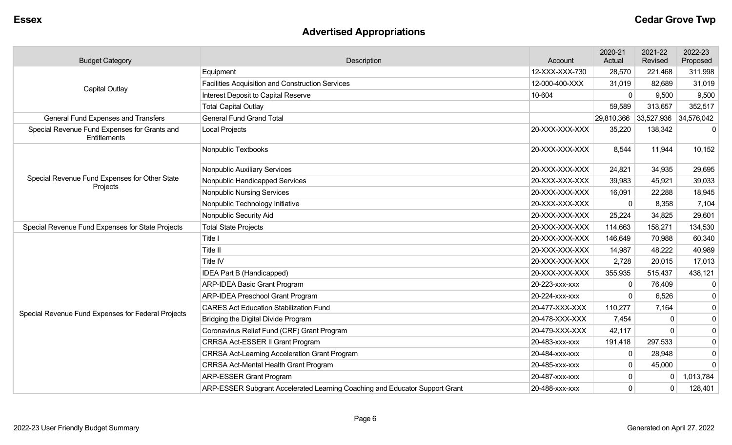## Advertised Appropriations

| Budget Category | Description | Account | 2020-21 Actual | 2021-22 Revised | 2022-23 Proposed |
|---|---|---|---|---|---|
| Capital Outlay | Equipment | 12-XXX-XXX-730 | 28,570 | 221,468 | 311,998 |
| | Facilities Acquisition and Construction Services | 12-000-400-XXX | 31,019 | 82,689 | 31,019 |
| | Interest Deposit to Capital Reserve | 10-604 | 0 | 9,500 | 9,500 |
| | Total Capital Outlay | | 59,589 | 313,657 | 352,517 |
| General Fund Expenses and Transfers | General Fund Grand Total | | 29,810,366 | 33,527,936 | 34,576,042 |
| Special Revenue Fund Expenses for Grants and Entitlements | Local Projects | 20-XXX-XXX-XXX | 35,220 | 138,342 | 0 |
| Special Revenue Fund Expenses for Other State Projects | Nonpublic Textbooks | 20-XXX-XXX-XXX | 8,544 | 11,944 | 10,152 |
| | Nonpublic Auxiliary Services | 20-XXX-XXX-XXX | 24,821 | 34,935 | 29,695 |
| | Nonpublic Handicapped Services | 20-XXX-XXX-XXX | 39,983 | 45,921 | 39,033 |
| | Nonpublic Nursing Services | 20-XXX-XXX-XXX | 16,091 | 22,288 | 18,945 |
| | Nonpublic Technology Initiative | 20-XXX-XXX-XXX | 0 | 8,358 | 7,104 |
| | Nonpublic Security Aid | 20-XXX-XXX-XXX | 25,224 | 34,825 | 29,601 |
| Special Revenue Fund Expenses for State Projects | Total State Projects | 20-XXX-XXX-XXX | 114,663 | 158,271 | 134,530 |
| Special Revenue Fund Expenses for Federal Projects | Title I | 20-XXX-XXX-XXX | 146,649 | 70,988 | 60,340 |
| | Title II | 20-XXX-XXX-XXX | 14,987 | 48,222 | 40,989 |
| | Title IV | 20-XXX-XXX-XXX | 2,728 | 20,015 | 17,013 |
| | IDEA Part B (Handicapped) | 20-XXX-XXX-XXX | 355,935 | 515,437 | 438,121 |
| | ARP-IDEA Basic Grant Program | 20-223-xxx-xxx | 0 | 76,409 | 0 |
| | ARP-IDEA Preschool Grant Program | 20-224-xxx-xxx | 0 | 6,526 | 0 |
| | CARES Act Education Stabilization Fund | 20-477-XXX-XXX | 110,277 | 7,164 | 0 |
| | Bridging the Digital Divide Program | 20-478-XXX-XXX | 7,454 | 0 | 0 |
| | Coronavirus Relief Fund (CRF) Grant Program | 20-479-XXX-XXX | 42,117 | 0 | 0 |
| | CRRSA Act-ESSER II Grant Program | 20-483-xxx-xxx | 191,418 | 297,533 | 0 |
| | CRRSA Act-Learning Acceleration Grant Program | 20-484-xxx-xxx | 0 | 28,948 | 0 |
| | CRRSA Act-Mental Health Grant Program | 20-485-xxx-xxx | 0 | 45,000 | 0 |
| | ARP-ESSER Grant Program | 20-487-xxx-xxx | 0 | 0 | 1,013,784 |
| | ARP-ESSER Subgrant Accelerated Learning Coaching and Educator Support Grant | 20-488-xxx-xxx | 0 | 0 | 128,401 |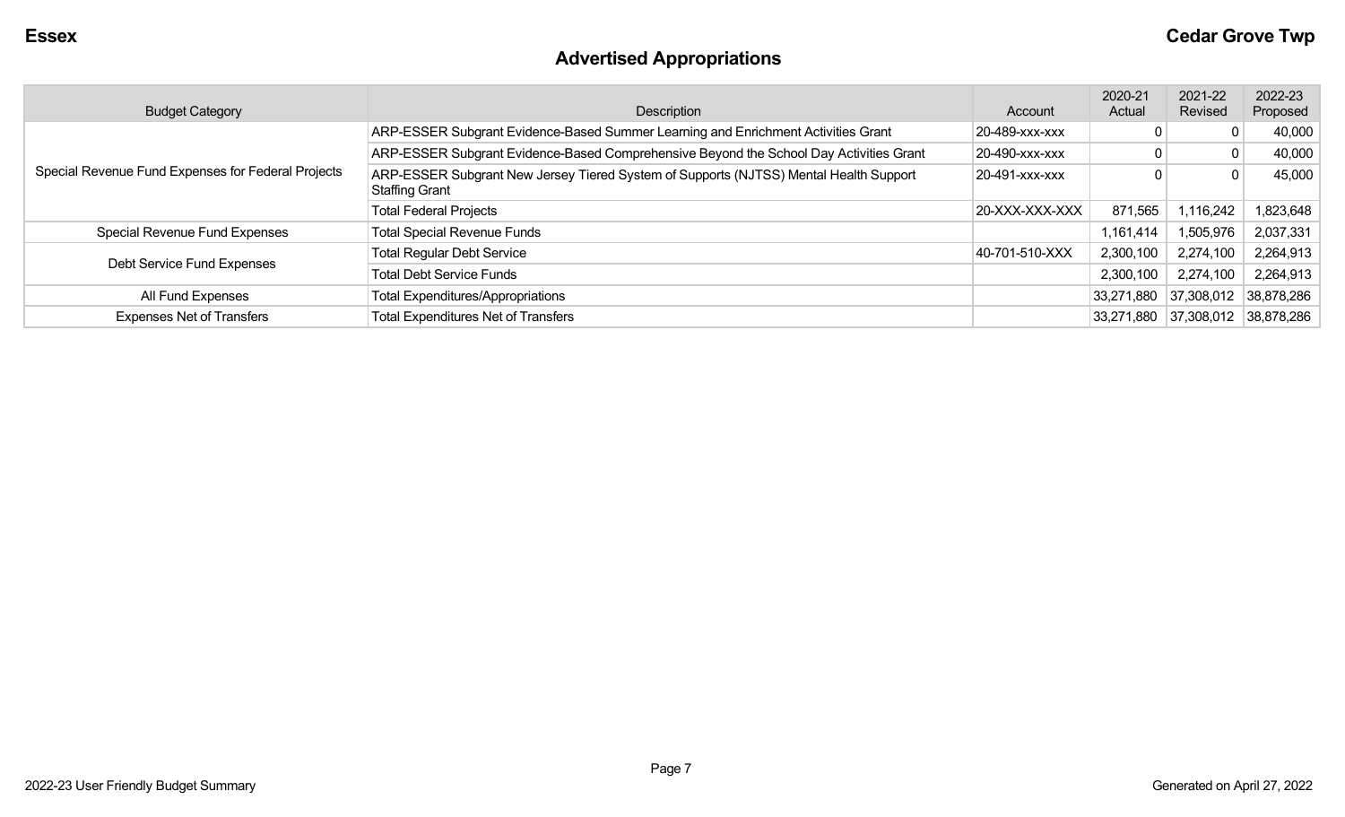## Advertised Appropriations

| Budget Category | Description | Account | 2020-21 Actual | 2021-22 Revised | 2022-23 Proposed |
|---|---|---|---|---|---|
| Special Revenue Fund Expenses for Federal Projects | ARP-ESSER Subgrant Evidence-Based Summer Learning and Enrichment Activities Grant | 20-489-xxx-xxx | 0 | 0 | 40,000 |
| | ARP-ESSER Subgrant Evidence-Based Comprehensive Beyond the School Day Activities Grant | 20-490-xxx-xxx | 0 | 0 | 40,000 |
| | ARP-ESSER Subgrant New Jersey Tiered System of Supports (NJTSS) Mental Health Support Staffing Grant | 20-491-xxx-xxx | 0 | 0 | 45,000 |
| | Total Federal Projects | 20-XXX-XXX-XXX | 871,565 | 1,116,242 | 1,823,648 |
| Special Revenue Fund Expenses | Total Special Revenue Funds | | 1,161,414 | 1,505,976 | 2,037,331 |
| Debt Service Fund Expenses | Total Regular Debt Service | 40-701-510-XXX | 2,300,100 | 2,274,100 | 2,264,913 |
| | Total Debt Service Funds | | 2,300,100 | 2,274,100 | 2,264,913 |
| All Fund Expenses | Total Expenditures/Appropriations | | 33,271,880 | 37,308,012 | 38,878,286 |
| Expenses Net of Transfers | Total Expenditures Net of Transfers | | 33,271,880 | 37,308,012 | 38,878,286 |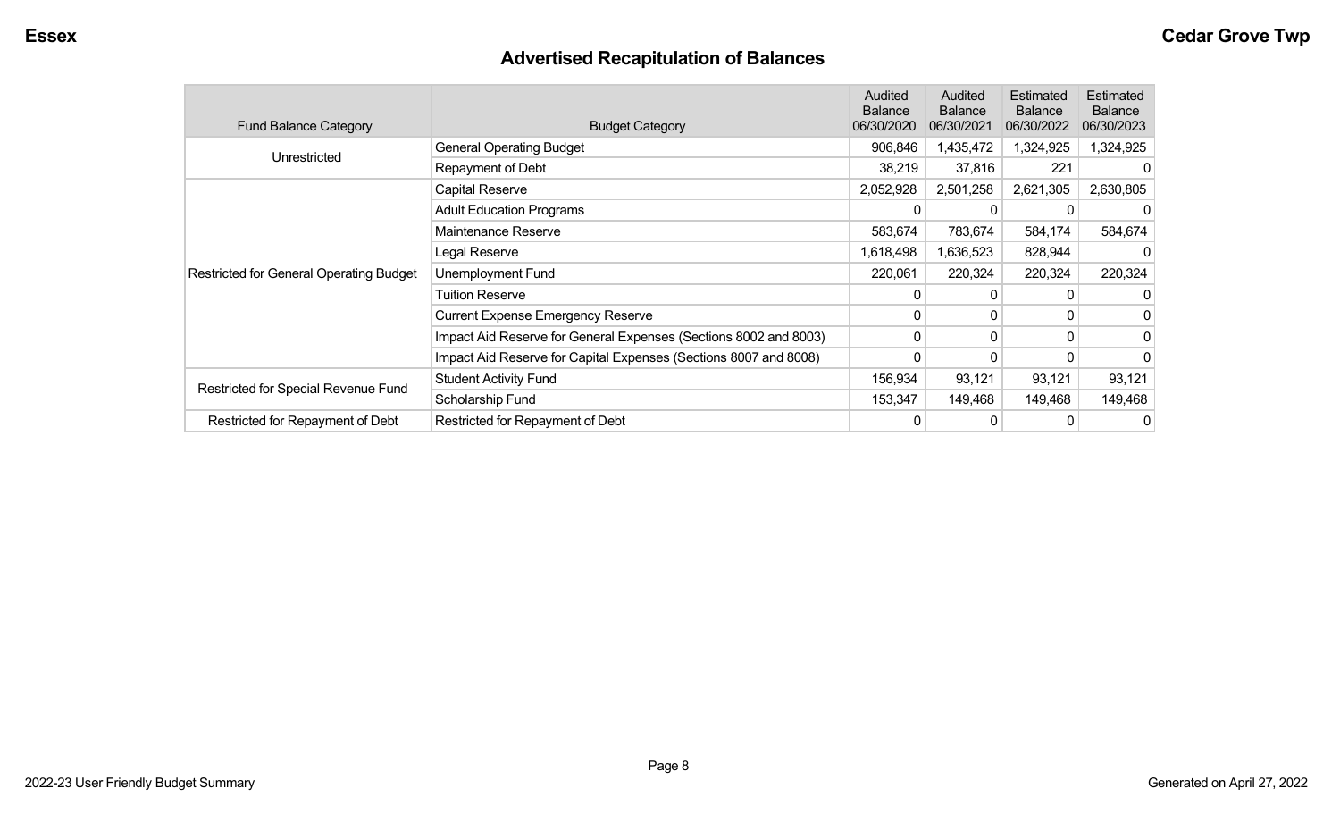# Advertised Recapitulation of Balances

| Fund Balance Category | Budget Category | Audited Balance 06/30/2020 | Audited Balance 06/30/2021 | Estimated Balance 06/30/2022 | Estimated Balance 06/30/2023 |
|---|---|---|---|---|---|
| Unrestricted | General Operating Budget | 906,846 | 1,435,472 | 1,324,925 | 1,324,925 |
| | Repayment of Debt | 38,219 | 37,816 | 221 | 0 |
| Restricted for General Operating Budget | Capital Reserve | 2,052,928 | 2,501,258 | 2,621,305 | 2,630,805 |
| | Adult Education Programs | 0 | 0 | 0 | 0 |
| | Maintenance Reserve | 583,674 | 783,674 | 584,174 | 584,674 |
| | Legal Reserve | 1,618,498 | 1,636,523 | 828,944 | 0 |
| | Unemployment Fund | 220,061 | 220,324 | 220,324 | 220,324 |
| | Tuition Reserve | 0 | 0 | 0 | 0 |
| | Current Expense Emergency Reserve | 0 | 0 | 0 | 0 |
| | Impact Aid Reserve for General Expenses (Sections 8002 and 8003) | 0 | 0 | 0 | 0 |
| | Impact Aid Reserve for Capital Expenses (Sections 8007 and 8008) | 0 | 0 | 0 | 0 |
| Restricted for Special Revenue Fund | Student Activity Fund | 156,934 | 93,121 | 93,121 | 93,121 |
| | Scholarship Fund | 153,347 | 149,468 | 149,468 | 149,468 |
| Restricted for Repayment of Debt | Restricted for Repayment of Debt | 0 | 0 | 0 | 0 |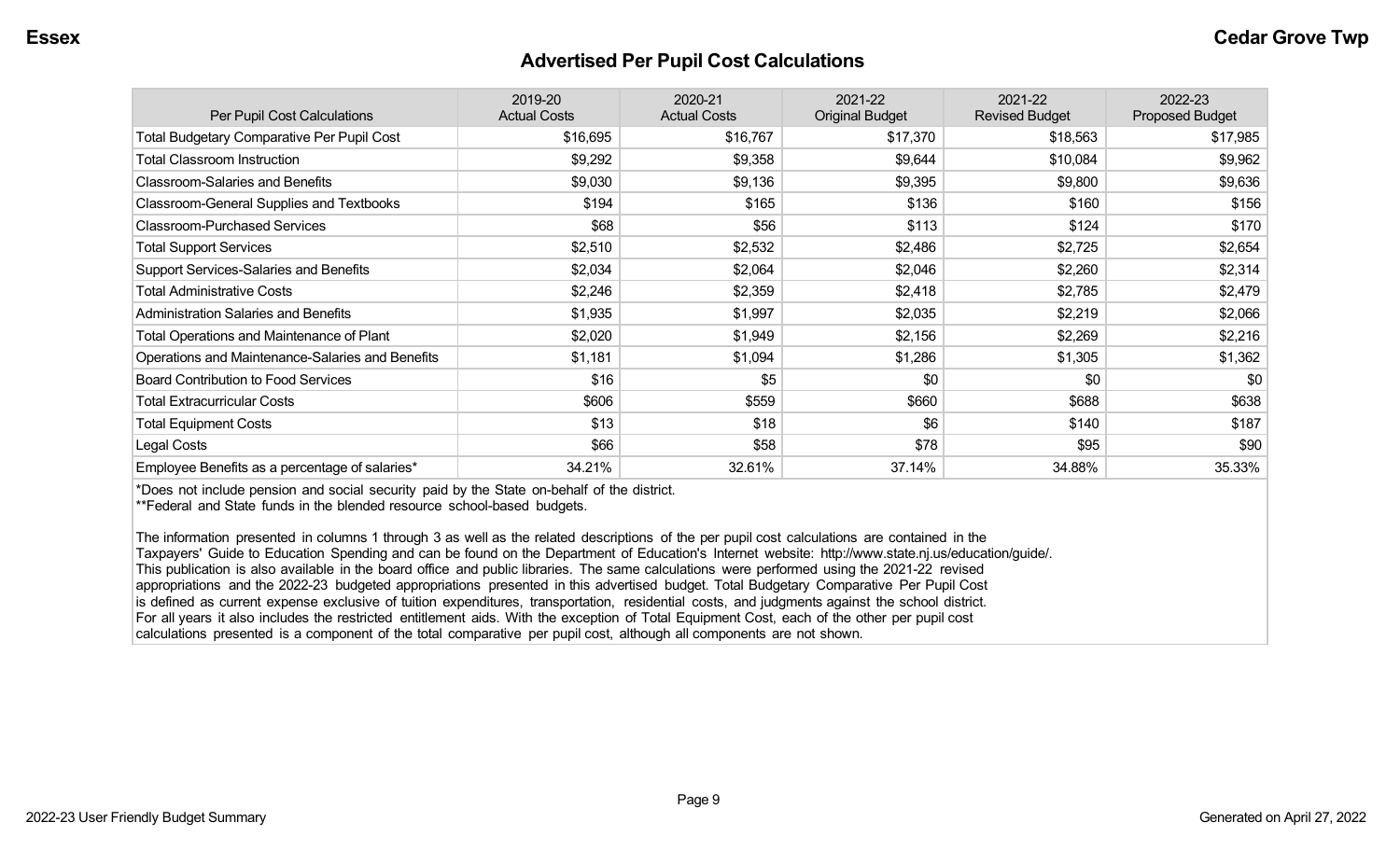## Advertised Per Pupil Cost Calculations

| Per Pupil Cost Calculations | 2019-20 Actual Costs | 2020-21 Actual Costs | 2021-22 Original Budget | 2021-22 Revised Budget | 2022-23 Proposed Budget |
|---|---|---|---|---|---|
| Total Budgetary Comparative Per Pupil Cost | $16,695 | $16,767 | $17,370 | $18,563 | $17,985 |
| Total Classroom Instruction | $9,292 | $9,358 | $9,644 | $10,084 | $9,962 |
| Classroom-Salaries and Benefits | $9,030 | $9,136 | $9,395 | $9,800 | $9,636 |
| Classroom-General Supplies and Textbooks | $194 | $165 | $136 | $160 | $156 |
| Classroom-Purchased Services | $68 | $56 | $113 | $124 | $170 |
| Total Support Services | $2,510 | $2,532 | $2,486 | $2,725 | $2,654 |
| Support Services-Salaries and Benefits | $2,034 | $2,064 | $2,046 | $2,260 | $2,314 |
| Total Administrative Costs | $2,246 | $2,359 | $2,418 | $2,785 | $2,479 |
| Administration Salaries and Benefits | $1,935 | $1,997 | $2,035 | $2,219 | $2,066 |
| Total Operations and Maintenance of Plant | $2,020 | $1,949 | $2,156 | $2,269 | $2,216 |
| Operations and Maintenance-Salaries and Benefits | $1,181 | $1,094 | $1,286 | $1,305 | $1,362 |
| Board Contribution to Food Services | $16 | $5 | $0 | $0 | $0 |
| Total Extracurricular Costs | $606 | $559 | $660 | $688 | $638 |
| Total Equipment Costs | $13 | $18 | $6 | $140 | $187 |
| Legal Costs | $66 | $58 | $78 | $95 | $90 |
| Employee Benefits as a percentage of salaries* | 34.21% | 32.61% | 37.14% | 34.88% | 35.33% |

*Does not include pension and social security paid by the State on-behalf of the district.
**Federal and State funds in the blended resource school-based budgets.

The information presented in columns 1 through 3 as well as the related descriptions of the per pupil cost calculations are contained in the Taxpayers' Guide to Education Spending and can be found on the Department of Education's Internet website: http://www.state.nj.us/education/guide/. This publication is also available in the board office and public libraries. The same calculations were performed using the 2021-22 revised appropriations and the 2022-23 budgeted appropriations presented in this advertised budget. Total Budgetary Comparative Per Pupil Cost is defined as current expense exclusive of tuition expenditures, transportation, residential costs, and judgments against the school district. For all years it also includes the restricted entitlement aids. With the exception of Total Equipment Cost, each of the other per pupil cost calculations presented is a component of the total comparative per pupil cost, although all components are not shown.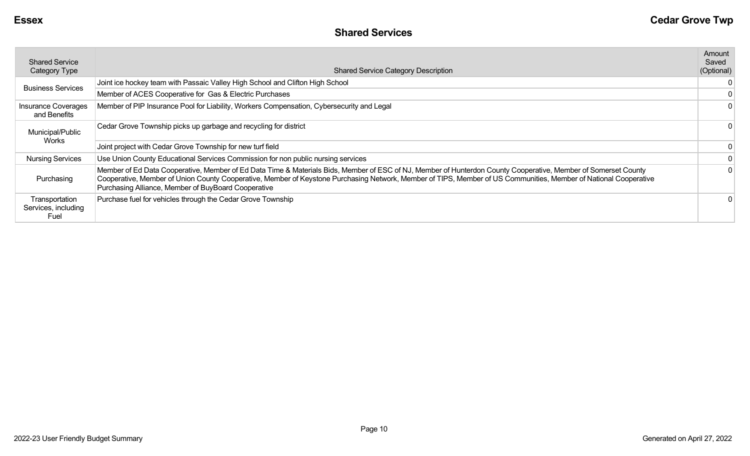## Shared Services

| Shared Service Category Type | Shared Service Category Description | Amount Saved (Optional) |
|---|---|---|
| Business Services | Joint ice hockey team with Passaic Valley High School and Clifton High School | 0 |
| | Member of ACES Cooperative for Gas & Electric Purchases | 0 |
| Insurance Coverages and Benefits | Member of PIP Insurance Pool for Liability, Workers Compensation, Cybersecurity and Legal | 0 |
| Municipal/Public Works | Cedar Grove Township picks up garbage and recycling for district | 0 |
| | Joint project with Cedar Grove Township for new turf field | 0 |
| Nursing Services | Use Union County Educational Services Commission for non public nursing services | 0 |
| Purchasing | Member of Ed Data Cooperative, Member of Ed Data Time & Materials Bids, Member of ESC of NJ, Member of Hunterdon County Cooperative, Member of Somerset County Cooperative, Member of Union County Cooperative, Member of Keystone Purchasing Network, Member of TIPS, Member of US Communities, Member of National Cooperative Purchasing Alliance, Member of BuyBoard Cooperative | 0 |
| Transportation Services, including Fuel | Purchase fuel for vehicles through the Cedar Grove Township | 0 |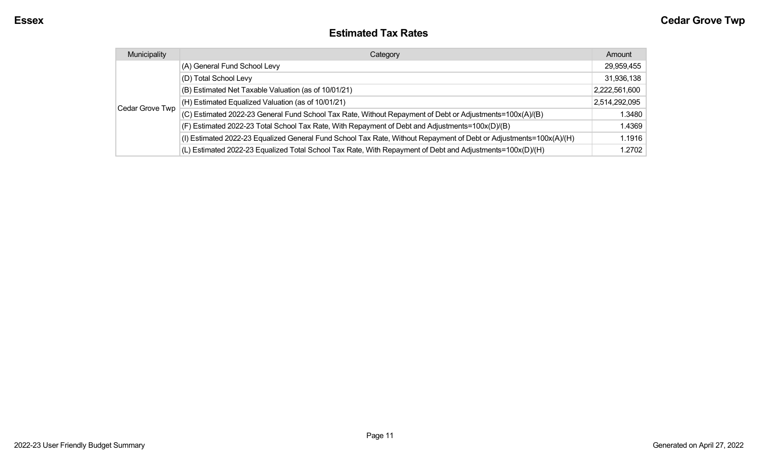## Estimated Tax Rates

| Municipality | Category | Amount |
|---|---|---|
| Cedar Grove Twp | (A) General Fund School Levy | 29,959,455 |
| | (D) Total School Levy | 31,936,138 |
| | (B) Estimated Net Taxable Valuation (as of 10/01/21) | 2,222,561,600 |
| | (H) Estimated Equalized Valuation (as of 10/01/21) | 2,514,292,095 |
| | (C) Estimated 2022-23 General Fund School Tax Rate, Without Repayment of Debt or Adjustments=100x(A)/(B) | 1.3480 |
| | (F) Estimated 2022-23 Total School Tax Rate, With Repayment of Debt and Adjustments=100x(D)/(B) | 1.4369 |
| | (I) Estimated 2022-23 Equalized General Fund School Tax Rate, Without Repayment of Debt or Adjustments=100x(A)/(H) | 1.1916 |
| | (L) Estimated 2022-23 Equalized Total School Tax Rate, With Repayment of Debt and Adjustments=100x(D)/(H) | 1.2702 |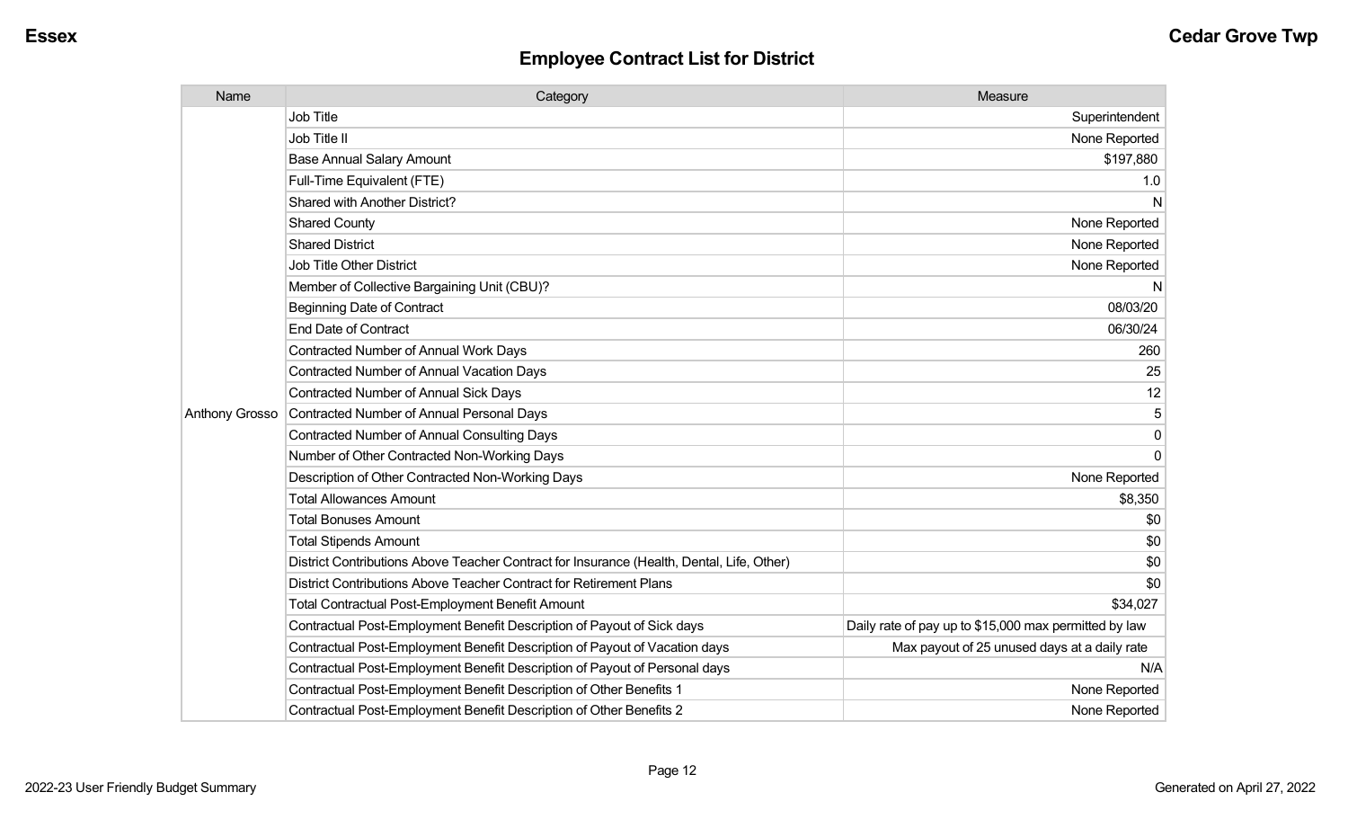## Employee Contract List for District

| Name | Category | Measure |
|---|---|---|
| Anthony Grosso | Job Title | Superintendent |
| | Job Title II | None Reported |
| | Base Annual Salary Amount | $197,880 |
| | Full-Time Equivalent (FTE) | 1.0 |
| | Shared with Another District? | N |
| | Shared County | None Reported |
| | Shared District | None Reported |
| | Job Title Other District | None Reported |
| | Member of Collective Bargaining Unit (CBU)? | N |
| | Beginning Date of Contract | 08/03/20 |
| | End Date of Contract | 06/30/24 |
| | Contracted Number of Annual Work Days | 260 |
| | Contracted Number of Annual Vacation Days | 25 |
| | Contracted Number of Annual Sick Days | 12 |
| | Contracted Number of Annual Personal Days | 5 |
| | Contracted Number of Annual Consulting Days | 0 |
| | Number of Other Contracted Non-Working Days | 0 |
| | Description of Other Contracted Non-Working Days | None Reported |
| | Total Allowances Amount | $8,350 |
| | Total Bonuses Amount | $0 |
| | Total Stipends Amount | $0 |
| | District Contributions Above Teacher Contract for Insurance (Health, Dental, Life, Other) | $0 |
| | District Contributions Above Teacher Contract for Retirement Plans | $0 |
| | Total Contractual Post-Employment Benefit Amount | $34,027 |
| | Contractual Post-Employment Benefit Description of Payout of Sick days | Daily rate of pay up to $15,000 max permitted by law |
| | Contractual Post-Employment Benefit Description of Payout of Vacation days | Max payout of 25 unused days at a daily rate |
| | Contractual Post-Employment Benefit Description of Payout of Personal days | N/A |
| | Contractual Post-Employment Benefit Description of Other Benefits 1 | None Reported |
| | Contractual Post-Employment Benefit Description of Other Benefits 2 | None Reported |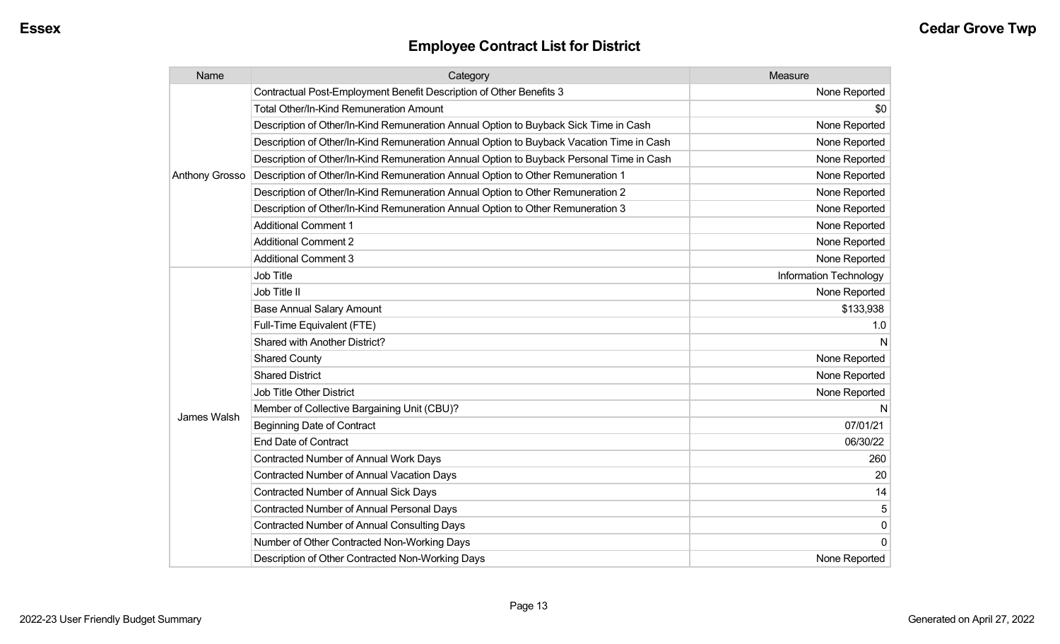## Employee Contract List for District

| Name | Category | Measure |
|---|---|---|
| Anthony Grosso | Contractual Post-Employment Benefit Description of Other Benefits 3 | None Reported |
| | Total Other/In-Kind Remuneration Amount | $0 |
| | Description of Other/In-Kind Remuneration Annual Option to Buyback Sick Time in Cash | None Reported |
| | Description of Other/In-Kind Remuneration Annual Option to Buyback Vacation Time in Cash | None Reported |
| | Description of Other/In-Kind Remuneration Annual Option to Buyback Personal Time in Cash | None Reported |
| | Description of Other/In-Kind Remuneration Annual Option to Other Remuneration 1 | None Reported |
| | Description of Other/In-Kind Remuneration Annual Option to Other Remuneration 2 | None Reported |
| | Description of Other/In-Kind Remuneration Annual Option to Other Remuneration 3 | None Reported |
| | Additional Comment 1 | None Reported |
| | Additional Comment 2 | None Reported |
| | Additional Comment 3 | None Reported |
| James Walsh | Job Title | Information Technology |
| | Job Title II | None Reported |
| | Base Annual Salary Amount | $133,938 |
| | Full-Time Equivalent (FTE) | 1.0 |
| | Shared with Another District? | N |
| | Shared County | None Reported |
| | Shared District | None Reported |
| | Job Title Other District | None Reported |
| | Member of Collective Bargaining Unit (CBU)? | N |
| | Beginning Date of Contract | 07/01/21 |
| | End Date of Contract | 06/30/22 |
| | Contracted Number of Annual Work Days | 260 |
| | Contracted Number of Annual Vacation Days | 20 |
| | Contracted Number of Annual Sick Days | 14 |
| | Contracted Number of Annual Personal Days | 5 |
| | Contracted Number of Annual Consulting Days | 0 |
| | Number of Other Contracted Non-Working Days | 0 |
| | Description of Other Contracted Non-Working Days | None Reported |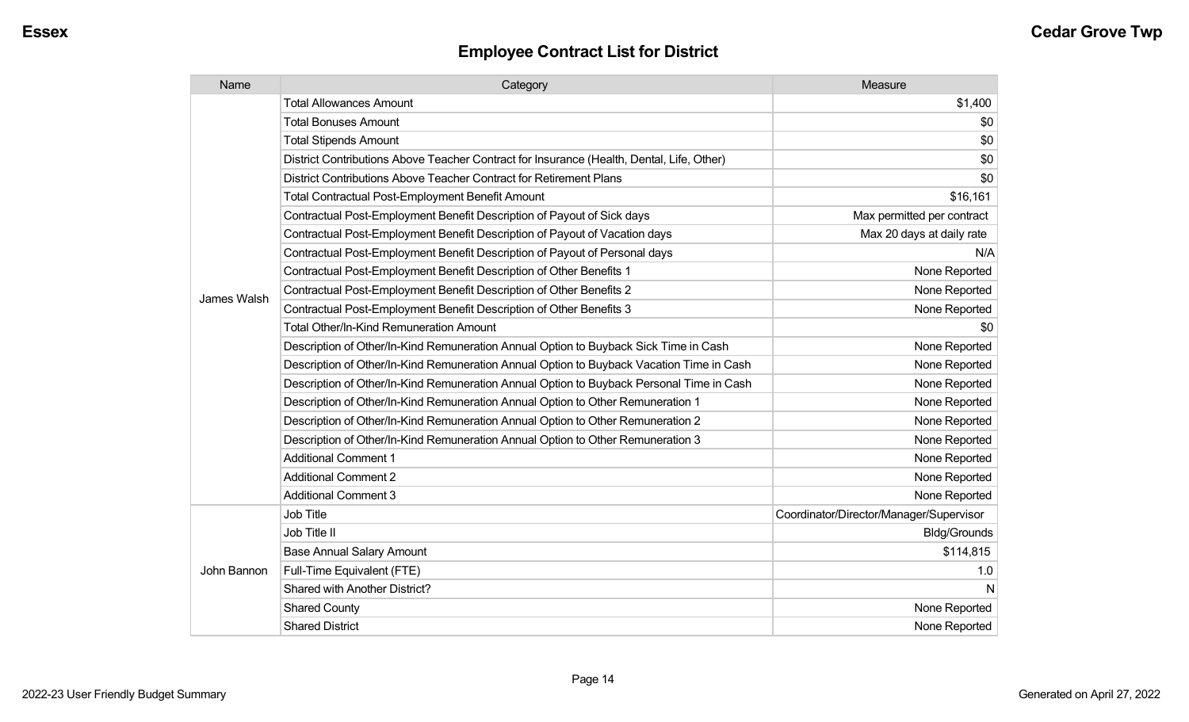## Employee Contract List for District

| Name | Category | Measure |
|---|---|---|
| James Walsh | Total Allowances Amount | $1,400 |
| | Total Bonuses Amount | $0 |
| | Total Stipends Amount | $0 |
| | District Contributions Above Teacher Contract for Insurance (Health, Dental, Life, Other) | $0 |
| | District Contributions Above Teacher Contract for Retirement Plans | $0 |
| | Total Contractual Post-Employment Benefit Amount | $16,161 |
| | Contractual Post-Employment Benefit Description of Payout of Sick days | Max permitted per contract |
| | Contractual Post-Employment Benefit Description of Payout of Vacation days | Max 20 days at daily rate |
| | Contractual Post-Employment Benefit Description of Payout of Personal days | N/A |
| | Contractual Post-Employment Benefit Description of Other Benefits 1 | None Reported |
| | Contractual Post-Employment Benefit Description of Other Benefits 2 | None Reported |
| | Contractual Post-Employment Benefit Description of Other Benefits 3 | None Reported |
| | Total Other/In-Kind Remuneration Amount | $0 |
| | Description of Other/In-Kind Remuneration Annual Option to Buyback Sick Time in Cash | None Reported |
| | Description of Other/In-Kind Remuneration Annual Option to Buyback Vacation Time in Cash | None Reported |
| | Description of Other/In-Kind Remuneration Annual Option to Buyback Personal Time in Cash | None Reported |
| | Description of Other/In-Kind Remuneration Annual Option to Other Remuneration 1 | None Reported |
| | Description of Other/In-Kind Remuneration Annual Option to Other Remuneration 2 | None Reported |
| | Description of Other/In-Kind Remuneration Annual Option to Other Remuneration 3 | None Reported |
| | Additional Comment 1 | None Reported |
| | Additional Comment 2 | None Reported |
| | Additional Comment 3 | None Reported |
| John Bannon | Job Title | Coordinator/Director/Manager/Supervisor |
| | Job Title II | Bldg/Grounds |
| | Base Annual Salary Amount | $114,815 |
| | Full-Time Equivalent (FTE) | 1.0 |
| | Shared with Another District? | N |
| | Shared County | None Reported |
| | Shared District | None Reported |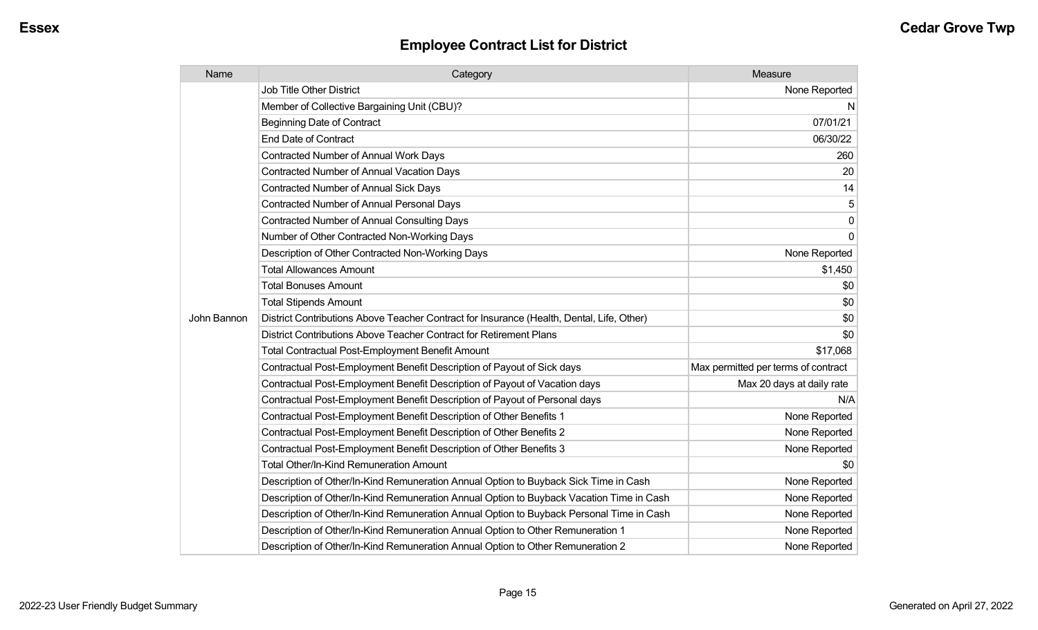## Employee Contract List for District

| Name | Category | Measure |
|---|---|---|
| John Bannon | Job Title Other District | None Reported |
| | Member of Collective Bargaining Unit (CBU)? | N |
| | Beginning Date of Contract | 07/01/21 |
| | End Date of Contract | 06/30/22 |
| | Contracted Number of Annual Work Days | 260 |
| | Contracted Number of Annual Vacation Days | 20 |
| | Contracted Number of Annual Sick Days | 14 |
| | Contracted Number of Annual Personal Days | 5 |
| | Contracted Number of Annual Consulting Days | 0 |
| | Number of Other Contracted Non-Working Days | 0 |
| | Description of Other Contracted Non-Working Days | None Reported |
| | Total Allowances Amount | $1,450 |
| | Total Bonuses Amount | $0 |
| | Total Stipends Amount | $0 |
| | District Contributions Above Teacher Contract for Insurance (Health, Dental, Life, Other) | $0 |
| | District Contributions Above Teacher Contract for Retirement Plans | $0 |
| | Total Contractual Post-Employment Benefit Amount | $17,068 |
| | Contractual Post-Employment Benefit Description of Payout of Sick days | Max permitted per terms of contract |
| | Contractual Post-Employment Benefit Description of Payout of Vacation days | Max 20 days at daily rate |
| | Contractual Post-Employment Benefit Description of Payout of Personal days | N/A |
| | Contractual Post-Employment Benefit Description of Other Benefits 1 | None Reported |
| | Contractual Post-Employment Benefit Description of Other Benefits 2 | None Reported |
| | Contractual Post-Employment Benefit Description of Other Benefits 3 | None Reported |
| | Total Other/In-Kind Remuneration Amount | $0 |
| | Description of Other/In-Kind Remuneration Annual Option to Buyback Sick Time in Cash | None Reported |
| | Description of Other/In-Kind Remuneration Annual Option to Buyback Vacation Time in Cash | None Reported |
| | Description of Other/In-Kind Remuneration Annual Option to Buyback Personal Time in Cash | None Reported |
| | Description of Other/In-Kind Remuneration Annual Option to Other Remuneration 1 | None Reported |
| | Description of Other/In-Kind Remuneration Annual Option to Other Remuneration 2 | None Reported |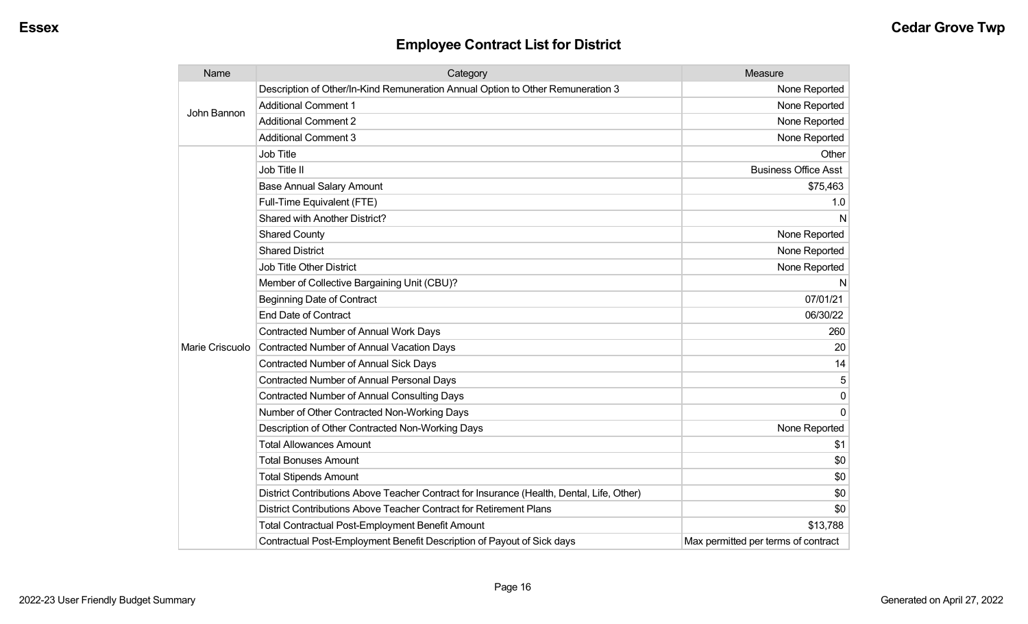## Employee Contract List for District

| Name | Category | Measure |
|---|---|---|
| John Bannon | Description of Other/In-Kind Remuneration Annual Option to Other Remuneration 3 | None Reported |
| | Additional Comment 1 | None Reported |
| | Additional Comment 2 | None Reported |
| | Additional Comment 3 | None Reported |
| Marie Criscuolo | Job Title | Other |
| | Job Title II | Business Office Asst |
| | Base Annual Salary Amount | $75,463 |
| | Full-Time Equivalent (FTE) | 1.0 |
| | Shared with Another District? | N |
| | Shared County | None Reported |
| | Shared District | None Reported |
| | Job Title Other District | None Reported |
| | Member of Collective Bargaining Unit (CBU)? | N |
| | Beginning Date of Contract | 07/01/21 |
| | End Date of Contract | 06/30/22 |
| | Contracted Number of Annual Work Days | 260 |
| | Contracted Number of Annual Vacation Days | 20 |
| | Contracted Number of Annual Sick Days | 14 |
| | Contracted Number of Annual Personal Days | 5 |
| | Contracted Number of Annual Consulting Days | 0 |
| | Number of Other Contracted Non-Working Days | 0 |
| | Description of Other Contracted Non-Working Days | None Reported |
| | Total Allowances Amount | $1 |
| | Total Bonuses Amount | $0 |
| | Total Stipends Amount | $0 |
| | District Contributions Above Teacher Contract for Insurance (Health, Dental, Life, Other) | $0 |
| | District Contributions Above Teacher Contract for Retirement Plans | $0 |
| | Total Contractual Post-Employment Benefit Amount | $13,788 |
| | Contractual Post-Employment Benefit Description of Payout of Sick days | Max permitted per terms of contract |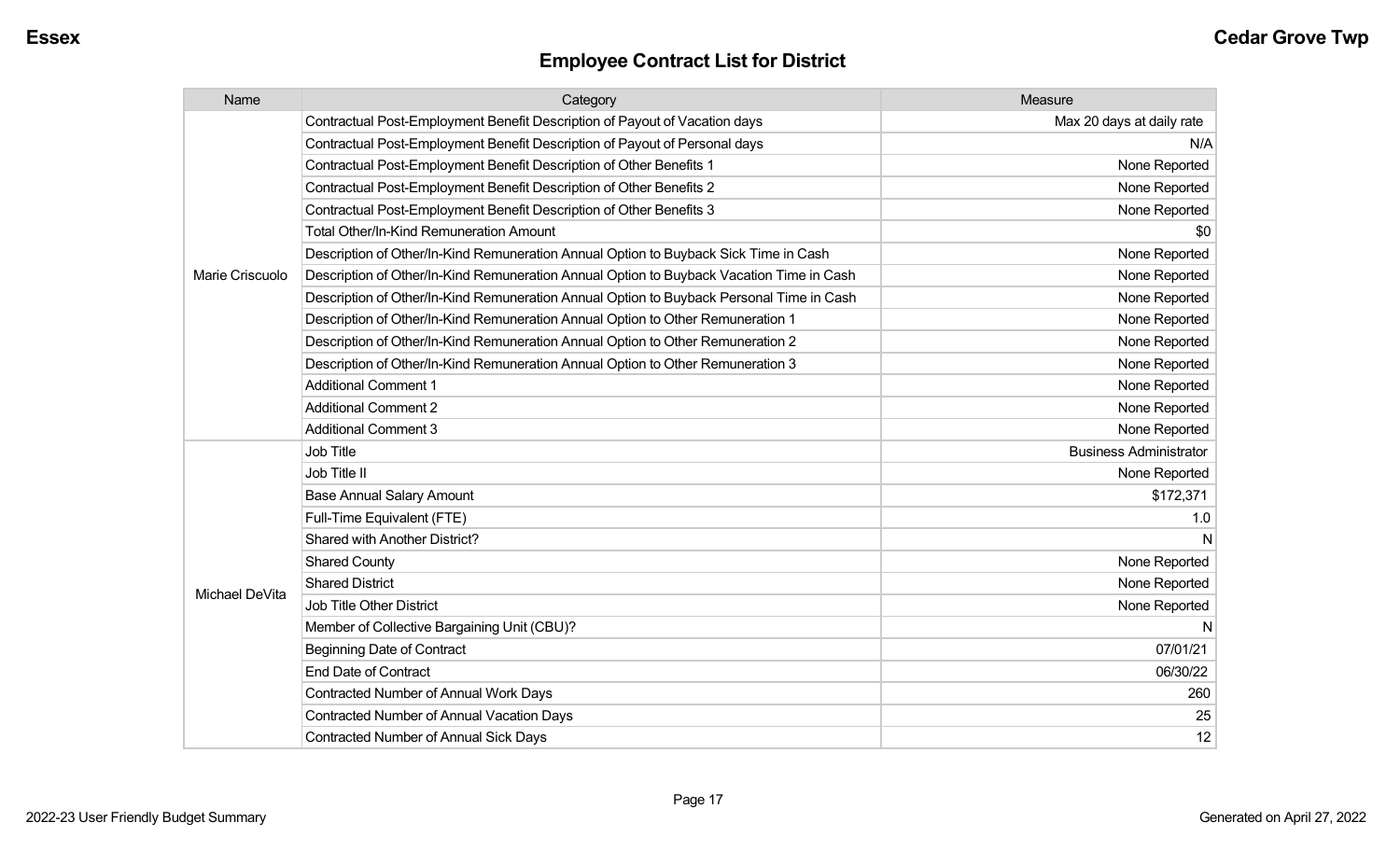## Employee Contract List for District

| Name | Category | Measure |
| --- | --- | --- |
| Marie Criscuolo | Contractual Post-Employment Benefit Description of Payout of Vacation days | Max 20 days at daily rate |
| | Contractual Post-Employment Benefit Description of Payout of Personal days | N/A |
| | Contractual Post-Employment Benefit Description of Other Benefits 1 | None Reported |
| | Contractual Post-Employment Benefit Description of Other Benefits 2 | None Reported |
| | Contractual Post-Employment Benefit Description of Other Benefits 3 | None Reported |
| | Total Other/In-Kind Remuneration Amount | $0 |
| | Description of Other/In-Kind Remuneration Annual Option to Buyback Sick Time in Cash | None Reported |
| | Description of Other/In-Kind Remuneration Annual Option to Buyback Vacation Time in Cash | None Reported |
| | Description of Other/In-Kind Remuneration Annual Option to Buyback Personal Time in Cash | None Reported |
| | Description of Other/In-Kind Remuneration Annual Option to Other Remuneration 1 | None Reported |
| | Description of Other/In-Kind Remuneration Annual Option to Other Remuneration 2 | None Reported |
| | Description of Other/In-Kind Remuneration Annual Option to Other Remuneration 3 | None Reported |
| | Additional Comment 1 | None Reported |
| | Additional Comment 2 | None Reported |
| | Additional Comment 3 | None Reported |
| Michael DeVita | Job Title | Business Administrator |
| | Job Title II | None Reported |
| | Base Annual Salary Amount | $172,371 |
| | Full-Time Equivalent (FTE) | 1.0 |
| | Shared with Another District? | N |
| | Shared County | None Reported |
| | Shared District | None Reported |
| | Job Title Other District | None Reported |
| | Member of Collective Bargaining Unit (CBU)? | N |
| | Beginning Date of Contract | 07/01/21 |
| | End Date of Contract | 06/30/22 |
| | Contracted Number of Annual Work Days | 260 |
| | Contracted Number of Annual Vacation Days | 25 |
| | Contracted Number of Annual Sick Days | 12 |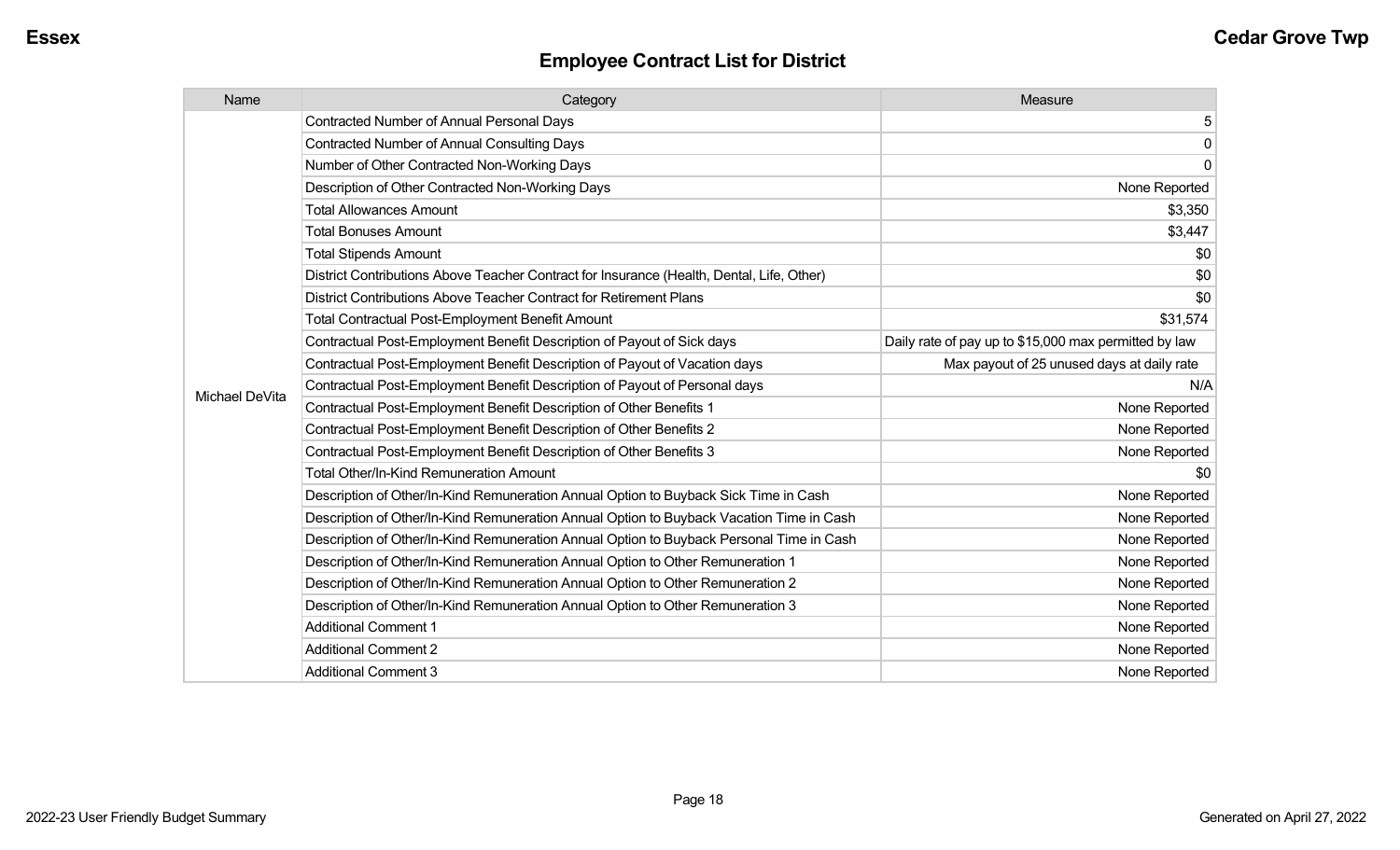## Employee Contract List for District

| Name | Category | Measure |
|---|---|---|
| Michael DeVita | Contracted Number of Annual Personal Days | 5 |
| | Contracted Number of Annual Consulting Days | 0 |
| | Number of Other Contracted Non-Working Days | 0 |
| | Description of Other Contracted Non-Working Days | None Reported |
| | Total Allowances Amount | $3,350 |
| | Total Bonuses Amount | $3,447 |
| | Total Stipends Amount | $0 |
| | District Contributions Above Teacher Contract for Insurance (Health, Dental, Life, Other) | $0 |
| | District Contributions Above Teacher Contract for Retirement Plans | $0 |
| | Total Contractual Post-Employment Benefit Amount | $31,574 |
| | Contractual Post-Employment Benefit Description of Payout of Sick days | Daily rate of pay up to $15,000 max permitted by law |
| | Contractual Post-Employment Benefit Description of Payout of Vacation days | Max payout of 25 unused days at daily rate |
| | Contractual Post-Employment Benefit Description of Payout of Personal days | N/A |
| | Contractual Post-Employment Benefit Description of Other Benefits 1 | None Reported |
| | Contractual Post-Employment Benefit Description of Other Benefits 2 | None Reported |
| | Contractual Post-Employment Benefit Description of Other Benefits 3 | None Reported |
| | Total Other/In-Kind Remuneration Amount | $0 |
| | Description of Other/In-Kind Remuneration Annual Option to Buyback Sick Time in Cash | None Reported |
| | Description of Other/In-Kind Remuneration Annual Option to Buyback Vacation Time in Cash | None Reported |
| | Description of Other/In-Kind Remuneration Annual Option to Buyback Personal Time in Cash | None Reported |
| | Description of Other/In-Kind Remuneration Annual Option to Other Remuneration 1 | None Reported |
| | Description of Other/In-Kind Remuneration Annual Option to Other Remuneration 2 | None Reported |
| | Description of Other/In-Kind Remuneration Annual Option to Other Remuneration 3 | None Reported |
| | Additional Comment 1 | None Reported |
| | Additional Comment 2 | None Reported |
| | Additional Comment 3 | None Reported |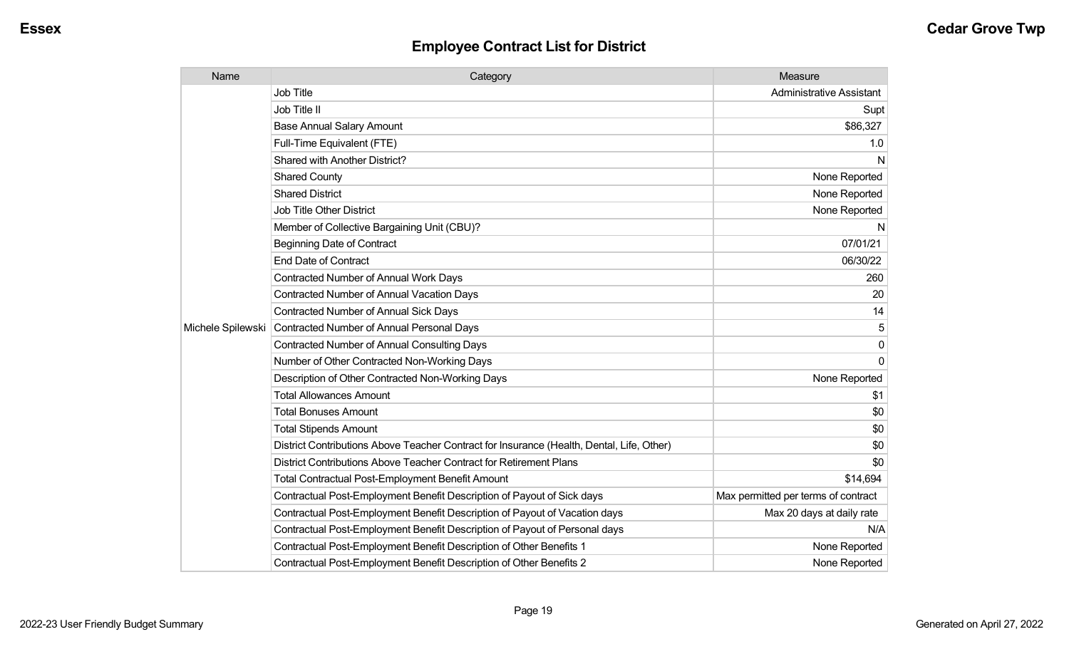## Employee Contract List for District

| Name | Category | Measure |
|---|---|---|
| Michele Spilewski | Job Title | Administrative Assistant |
| | Job Title II | Supt |
| | Base Annual Salary Amount | $86,327 |
| | Full-Time Equivalent (FTE) | 1.0 |
| | Shared with Another District? | N |
| | Shared County | None Reported |
| | Shared District | None Reported |
| | Job Title Other District | None Reported |
| | Member of Collective Bargaining Unit (CBU)? | N |
| | Beginning Date of Contract | 07/01/21 |
| | End Date of Contract | 06/30/22 |
| | Contracted Number of Annual Work Days | 260 |
| | Contracted Number of Annual Vacation Days | 20 |
| | Contracted Number of Annual Sick Days | 14 |
| | Contracted Number of Annual Personal Days | 5 |
| | Contracted Number of Annual Consulting Days | 0 |
| | Number of Other Contracted Non-Working Days | 0 |
| | Description of Other Contracted Non-Working Days | None Reported |
| | Total Allowances Amount | $1 |
| | Total Bonuses Amount | $0 |
| | Total Stipends Amount | $0 |
| | District Contributions Above Teacher Contract for Insurance (Health, Dental, Life, Other) | $0 |
| | District Contributions Above Teacher Contract for Retirement Plans | $0 |
| | Total Contractual Post-Employment Benefit Amount | $14,694 |
| | Contractual Post-Employment Benefit Description of Payout of Sick days | Max permitted per terms of contract |
| | Contractual Post-Employment Benefit Description of Payout of Vacation days | Max 20 days at daily rate |
| | Contractual Post-Employment Benefit Description of Payout of Personal days | N/A |
| | Contractual Post-Employment Benefit Description of Other Benefits 1 | None Reported |
| | Contractual Post-Employment Benefit Description of Other Benefits 2 | None Reported |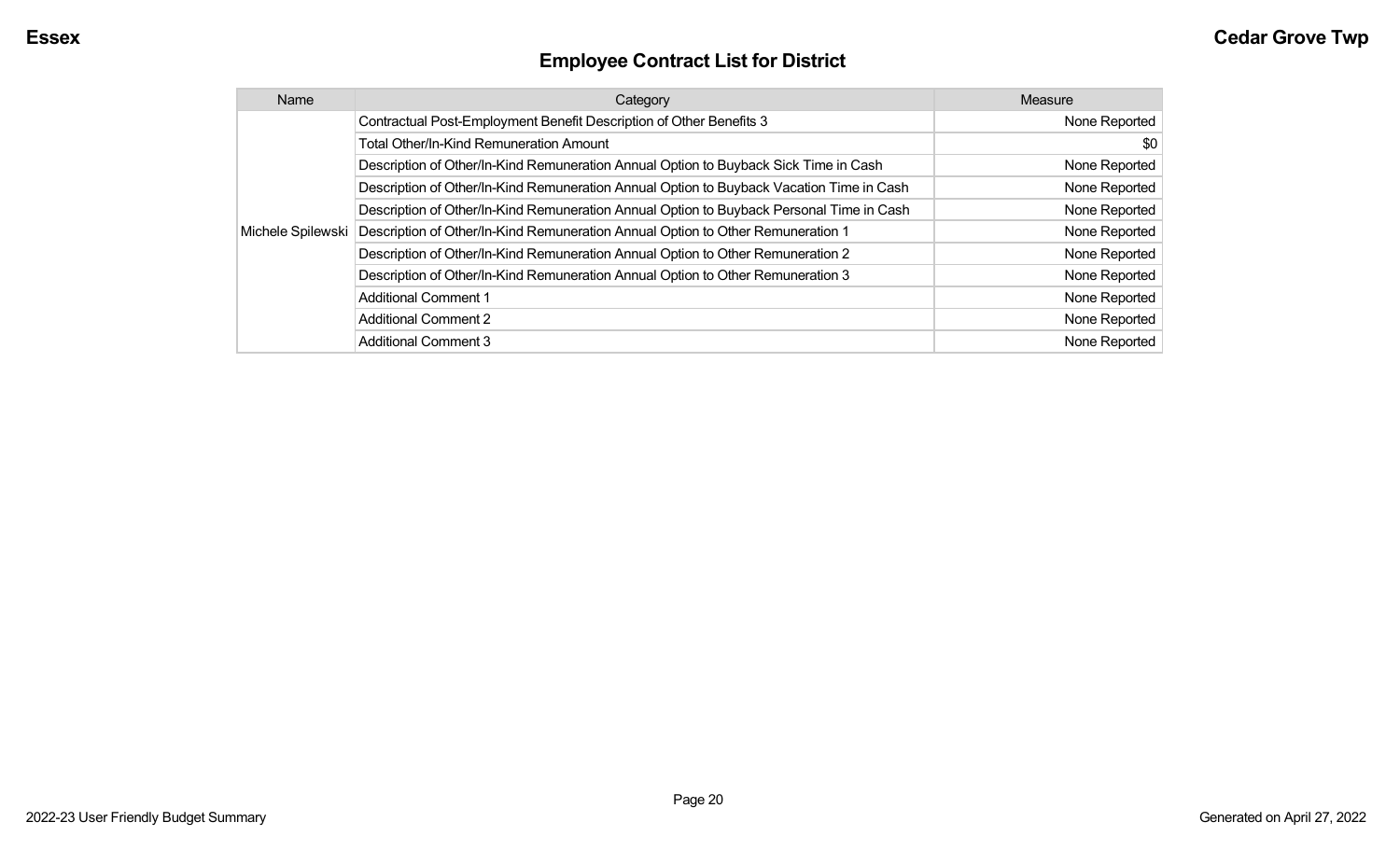## Employee Contract List for District

| Name | Category | Measure |
| --- | --- | --- |
| Michele Spilewski | Contractual Post-Employment Benefit Description of Other Benefits 3 | None Reported |
| | Total Other/In-Kind Remuneration Amount | $0 |
| | Description of Other/In-Kind Remuneration Annual Option to Buyback Sick Time in Cash | None Reported |
| | Description of Other/In-Kind Remuneration Annual Option to Buyback Vacation Time in Cash | None Reported |
| | Description of Other/In-Kind Remuneration Annual Option to Buyback Personal Time in Cash | None Reported |
| | Description of Other/In-Kind Remuneration Annual Option to Other Remuneration 1 | None Reported |
| | Description of Other/In-Kind Remuneration Annual Option to Other Remuneration 2 | None Reported |
| | Description of Other/In-Kind Remuneration Annual Option to Other Remuneration 3 | None Reported |
| | Additional Comment 1 | None Reported |
| | Additional Comment 2 | None Reported |
| | Additional Comment 3 | None Reported |